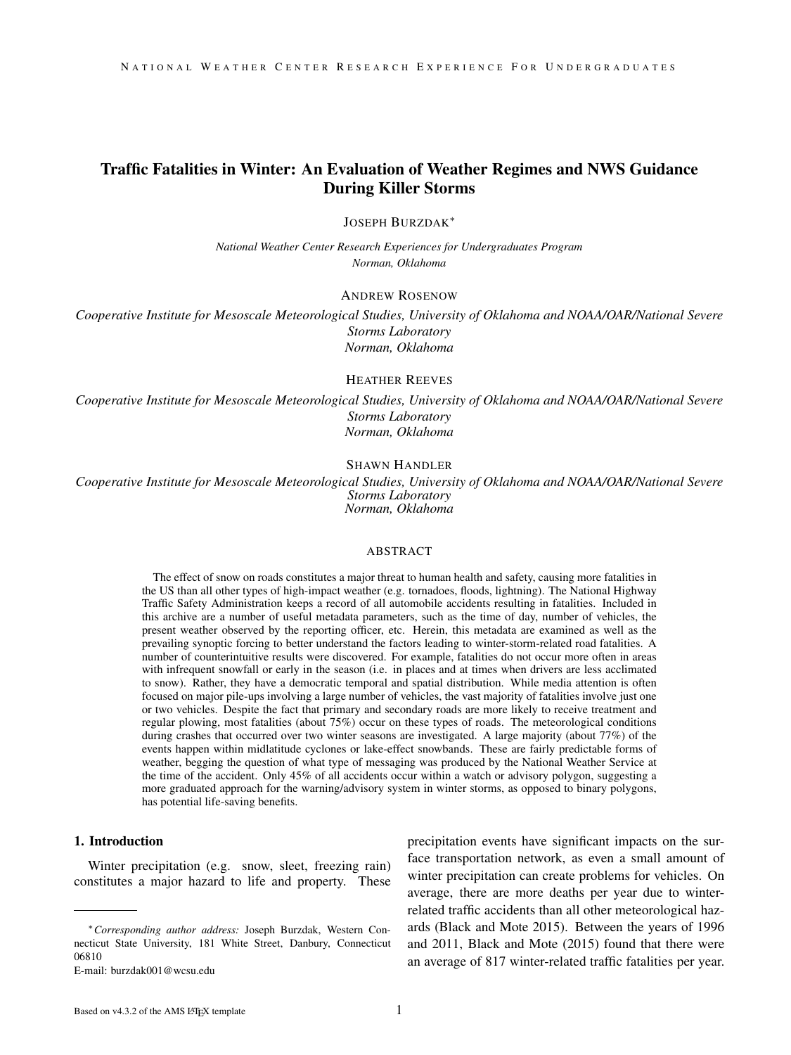# Traffic Fatalities in Winter: An Evaluation of Weather Regimes and NWS Guidance During Killer Storms

JOSEPH BURZDAK*

*National Weather Center Research Experiences for Undergraduates Program*
*Norman, Oklahoma*

ANDREW ROSENOW

*Cooperative Institute for Mesoscale Meteorological Studies, University of Oklahoma and NOAA/OAR/National Severe Storms Laboratory*
*Norman, Oklahoma*

HEATHER REEVES

*Cooperative Institute for Mesoscale Meteorological Studies, University of Oklahoma and NOAA/OAR/National Severe Storms Laboratory*
*Norman, Oklahoma*

SHAWN HANDLER

*Cooperative Institute for Mesoscale Meteorological Studies, University of Oklahoma and NOAA/OAR/National Severe Storms Laboratory*
*Norman, Oklahoma*

## ABSTRACT

The effect of snow on roads constitutes a major threat to human health and safety, causing more fatalities in the US than all other types of high-impact weather (e.g. tornadoes, floods, lightning). The National Highway Traffic Safety Administration keeps a record of all automobile accidents resulting in fatalities. Included in this archive are a number of useful metadata parameters, such as the time of day, number of vehicles, the present weather observed by the reporting officer, etc. Herein, this metadata are examined as well as the prevailing synoptic forcing to better understand the factors leading to winter-storm-related road fatalities. A number of counterintuitive results were discovered. For example, fatalities do not occur more often in areas with infrequent snowfall or early in the season (i.e. in places and at times when drivers are less acclimated to snow). Rather, they have a democratic temporal and spatial distribution. While media attention is often focused on major pile-ups involving a large number of vehicles, the vast majority of fatalities involve just one or two vehicles. Despite the fact that primary and secondary roads are more likely to receive treatment and regular plowing, most fatalities (about 75%) occur on these types of roads. The meteorological conditions during crashes that occurred over two winter seasons are investigated. A large majority (about 77%) of the events happen within midlatitude cyclones or lake-effect snowbands. These are fairly predictable forms of weather, begging the question of what type of messaging was produced by the National Weather Service at the time of the accident. Only 45% of all accidents occur within a watch or advisory polygon, suggesting a more graduated approach for the warning/advisory system in winter storms, as opposed to binary polygons, has potential life-saving benefits.

## 1. Introduction

Winter precipitation (e.g. snow, sleet, freezing rain) constitutes a major hazard to life and property. These precipitation events have significant impacts on the surface transportation network, as even a small amount of winter precipitation can create problems for vehicles. On average, there are more deaths per year due to winter-related traffic accidents than all other meteorological hazards (Black and Mote 2015). Between the years of 1996 and 2011, Black and Mote (2015) found that there were an average of 817 winter-related traffic fatalities per year.

---

*Corresponding author address:* Joseph Burzdak, Western Connecticut State University, 181 White Street, Danbury, Connecticut 06810
E-mail: burzdak001@wcsu.edu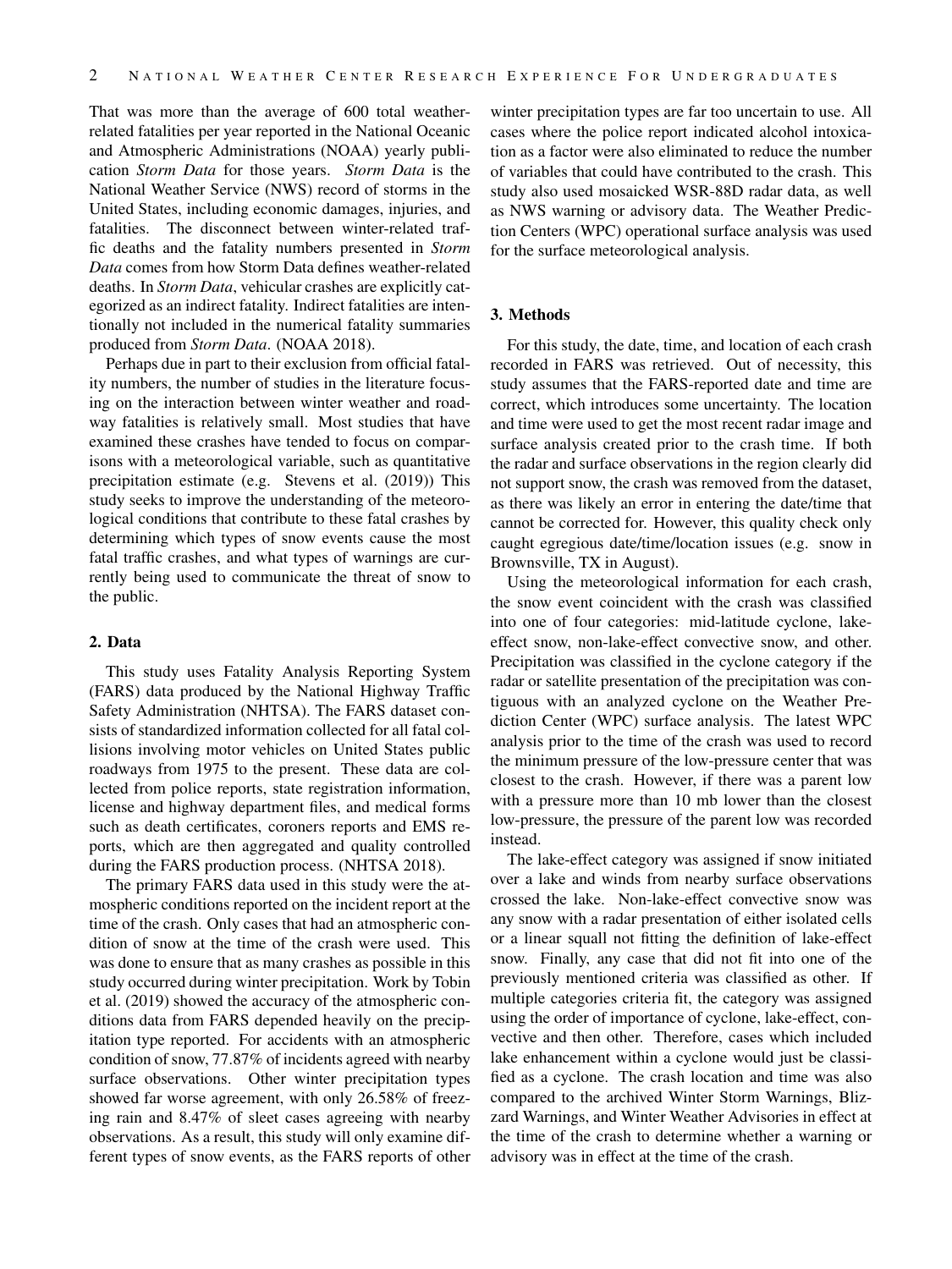That was more than the average of 600 total weather-related fatalities per year reported in the National Oceanic and Atmospheric Administrations (NOAA) yearly publication *Storm Data* for those years. *Storm Data* is the National Weather Service (NWS) record of storms in the United States, including economic damages, injuries, and fatalities. The disconnect between winter-related traffic deaths and the fatality numbers presented in *Storm Data* comes from how Storm Data defines weather-related deaths. In *Storm Data*, vehicular crashes are explicitly categorized as an indirect fatality. Indirect fatalities are intentionally not included in the numerical fatality summaries produced from *Storm Data*. (NOAA 2018).

Perhaps due in part to their exclusion from official fatality numbers, the number of studies in the literature focusing on the interaction between winter weather and roadway fatalities is relatively small. Most studies that have examined these crashes have tended to focus on comparisons with a meteorological variable, such as quantitative precipitation estimate (e.g. Stevens et al. (2019)) This study seeks to improve the understanding of the meteorological conditions that contribute to these fatal crashes by determining which types of snow events cause the most fatal traffic crashes, and what types of warnings are currently being used to communicate the threat of snow to the public.

## 2. Data

This study uses Fatality Analysis Reporting System (FARS) data produced by the National Highway Traffic Safety Administration (NHTSA). The FARS dataset consists of standardized information collected for all fatal collisions involving motor vehicles on United States public roadways from 1975 to the present. These data are collected from police reports, state registration information, license and highway department files, and medical forms such as death certificates, coroners reports and EMS reports, which are then aggregated and quality controlled during the FARS production process. (NHTSA 2018).

The primary FARS data used in this study were the atmospheric conditions reported on the incident report at the time of the crash. Only cases that had an atmospheric condition of snow at the time of the crash were used. This was done to ensure that as many crashes as possible in this study occurred during winter precipitation. Work by Tobin et al. (2019) showed the accuracy of the atmospheric conditions data from FARS depended heavily on the precipitation type reported. For accidents with an atmospheric condition of snow, 77.87% of incidents agreed with nearby surface observations. Other winter precipitation types showed far worse agreement, with only 26.58% of freezing rain and 8.47% of sleet cases agreeing with nearby observations. As a result, this study will only examine different types of snow events, as the FARS reports of other winter precipitation types are far too uncertain to use. All cases where the police report indicated alcohol intoxication as a factor were also eliminated to reduce the number of variables that could have contributed to the crash. This study also used mosaicked WSR-88D radar data, as well as NWS warning or advisory data. The Weather Prediction Centers (WPC) operational surface analysis was used for the surface meteorological analysis.

## 3. Methods

For this study, the date, time, and location of each crash recorded in FARS was retrieved. Out of necessity, this study assumes that the FARS-reported date and time are correct, which introduces some uncertainty. The location and time were used to get the most recent radar image and surface analysis created prior to the crash time. If both the radar and surface observations in the region clearly did not support snow, the crash was removed from the dataset, as there was likely an error in entering the date/time that cannot be corrected for. However, this quality check only caught egregious date/time/location issues (e.g. snow in Brownsville, TX in August).

Using the meteorological information for each crash, the snow event coincident with the crash was classified into one of four categories: mid-latitude cyclone, lake-effect snow, non-lake-effect convective snow, and other. Precipitation was classified in the cyclone category if the radar or satellite presentation of the precipitation was contiguous with an analyzed cyclone on the Weather Prediction Center (WPC) surface analysis. The latest WPC analysis prior to the time of the crash was used to record the minimum pressure of the low-pressure center that was closest to the crash. However, if there was a parent low with a pressure more than 10 mb lower than the closest low-pressure, the pressure of the parent low was recorded instead.

The lake-effect category was assigned if snow initiated over a lake and winds from nearby surface observations crossed the lake. Non-lake-effect convective snow was any snow with a radar presentation of either isolated cells or a linear squall not fitting the definition of lake-effect snow. Finally, any case that did not fit into one of the previously mentioned criteria was classified as other. If multiple categories criteria fit, the category was assigned using the order of importance of cyclone, lake-effect, convective and then other. Therefore, cases which included lake enhancement within a cyclone would just be classified as a cyclone. The crash location and time was also compared to the archived Winter Storm Warnings, Blizzard Warnings, and Winter Weather Advisories in effect at the time of the crash to determine whether a warning or advisory was in effect at the time of the crash.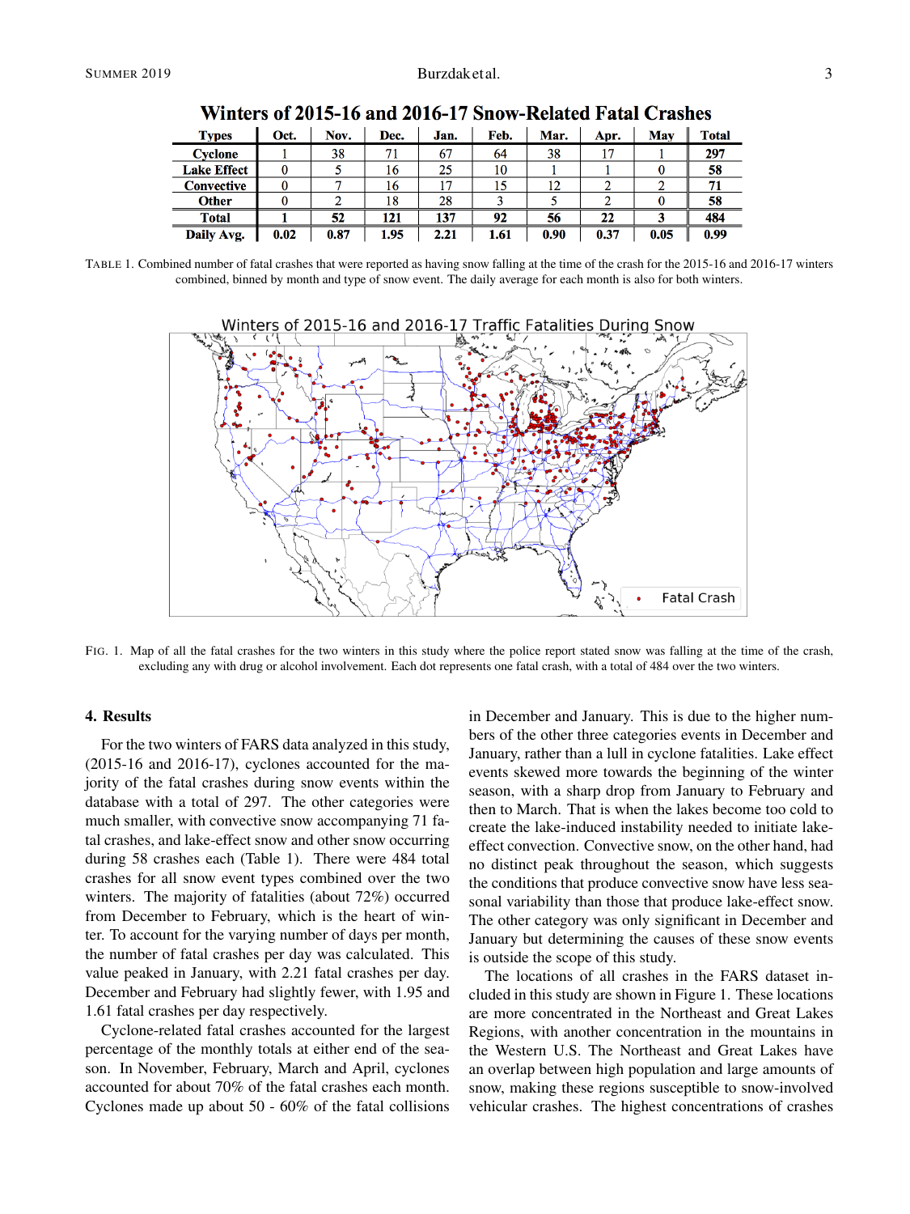**Winters of 2015-16 and 2016-17 Snow-Related Fatal Crashes**

| Types | Oct. | Nov. | Dec. | Jan. | Feb. | Mar. | Apr. | May | Total |
|---|---|---|---|---|---|---|---|---|---|
| Cyclone | 1 | 38 | 71 | 67 | 64 | 38 | 17 | 1 | 297 |
| Lake Effect | 0 | 5 | 16 | 25 | 10 | 1 | 1 | 0 | 58 |
| Convective | 0 | 7 | 16 | 17 | 15 | 12 | 2 | 2 | 71 |
| Other | 0 | 2 | 18 | 28 | 3 | 5 | 2 | 0 | 58 |
| **Total** | **1** | **52** | **121** | **137** | **92** | **56** | **22** | **3** | **484** |
| **Daily Avg.** | **0.02** | **0.87** | **1.95** | **2.21** | **1.61** | **0.90** | **0.37** | **0.05** | **0.99** |

TABLE 1. Combined number of fatal crashes that were reported as having snow falling at the time of the crash for the 2015-16 and 2016-17 winters combined, binned by month and type of snow event. The daily average for each month is also for both winters.

FIG. 1. Map of all the fatal crashes for the two winters in this study where the police report stated snow was falling at the time of the crash, excluding any with drug or alcohol involvement. Each dot represents one fatal crash, with a total of 484 over the two winters.

## 4. Results

For the two winters of FARS data analyzed in this study, (2015-16 and 2016-17), cyclones accounted for the majority of the fatal crashes during snow events within the database with a total of 297. The other categories were much smaller, with convective snow accompanying 71 fatal crashes, and lake-effect snow and other snow occurring during 58 crashes each (Table 1). There were 484 total crashes for all snow event types combined over the two winters. The majority of fatalities (about 72%) occurred from December to February, which is the heart of winter. To account for the varying number of days per month, the number of fatal crashes per day was calculated. This value peaked in January, with 2.21 fatal crashes per day. December and February had slightly fewer, with 1.95 and 1.61 fatal crashes per day respectively.

Cyclone-related fatal crashes accounted for the largest percentage of the monthly totals at either end of the season. In November, February, March and April, cyclones accounted for about 70% of the fatal crashes each month. Cyclones made up about 50 - 60% of the fatal collisions in December and January. This is due to the higher numbers of the other three categories events in December and January, rather than a lull in cyclone fatalities. Lake effect events skewed more towards the beginning of the winter season, with a sharp drop from January to February and then to March. That is when the lakes become too cold to create the lake-induced instability needed to initiate lake-effect convection. Convective snow, on the other hand, had no distinct peak throughout the season, which suggests the conditions that produce convective snow have less seasonal variability than those that produce lake-effect snow. The other category was only significant in December and January but determining the causes of these snow events is outside the scope of this study.

The locations of all crashes in the FARS dataset included in this study are shown in Figure 1. These locations are more concentrated in the Northeast and Great Lakes Regions, with another concentration in the mountains in the Western U.S. The Northeast and Great Lakes have an overlap between high population and large amounts of snow, making these regions susceptible to snow-involved vehicular crashes. The highest concentrations of crashes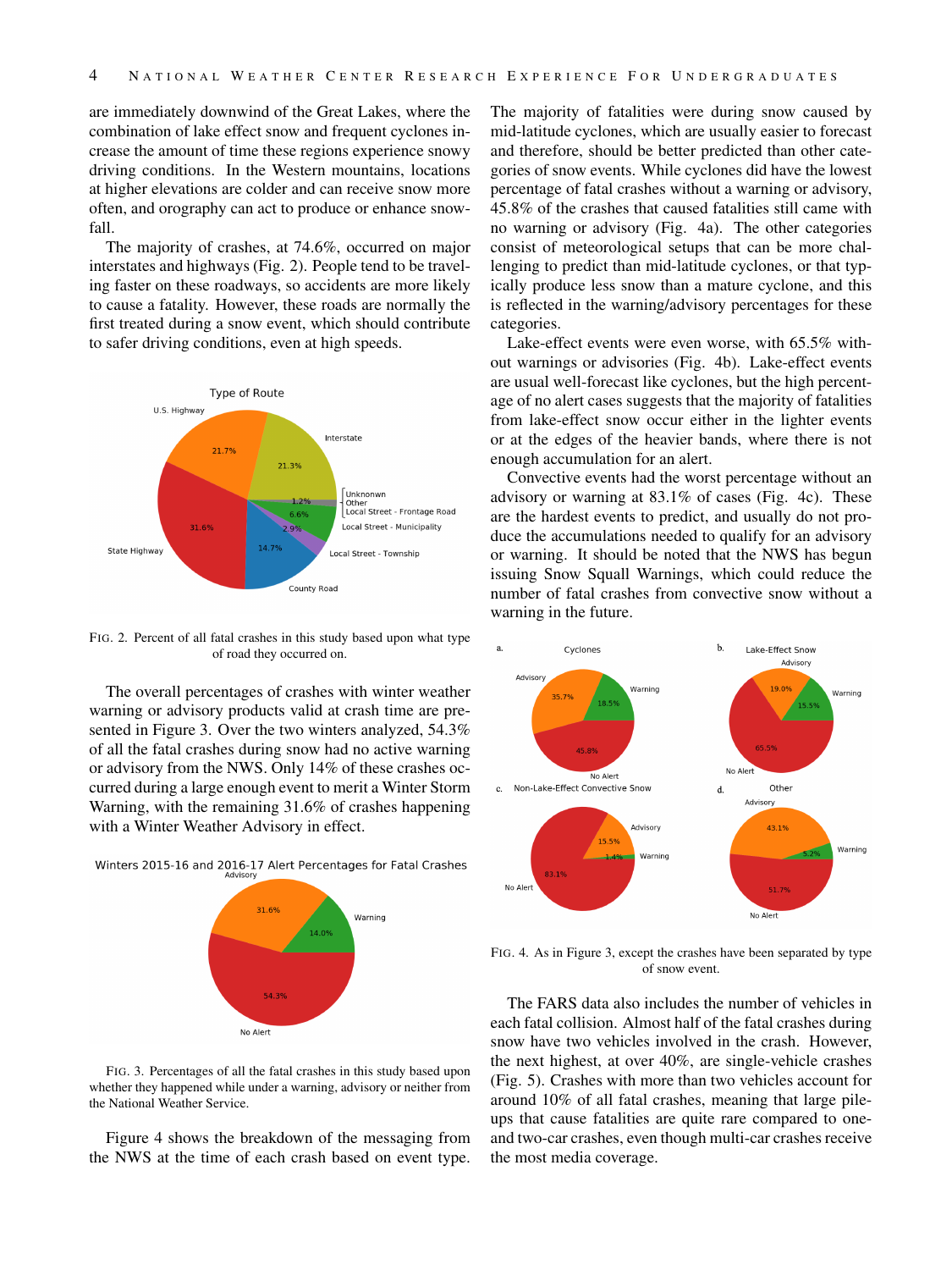are immediately downwind of the Great Lakes, where the combination of lake effect snow and frequent cyclones increase the amount of time these regions experience snowy driving conditions. In the Western mountains, locations at higher elevations are colder and can receive snow more often, and orography can act to produce or enhance snowfall.

The majority of crashes, at 74.6%, occurred on major interstates and highways (Fig. 2). People tend to be traveling faster on these roadways, so accidents are more likely to cause a fatality. However, these roads are normally the first treated during a snow event, which should contribute to safer driving conditions, even at high speeds.

FIG. 2. Percent of all fatal crashes in this study based upon what type of road they occurred on.

The overall percentages of crashes with winter weather warning or advisory products valid at crash time are presented in Figure 3. Over the two winters analyzed, 54.3% of all the fatal crashes during snow had no active warning or advisory from the NWS. Only 14% of these crashes occurred during a large enough event to merit a Winter Storm Warning, with the remaining 31.6% of crashes happening with a Winter Weather Advisory in effect.

FIG. 3. Percentages of all the fatal crashes in this study based upon whether they happened while under a warning, advisory or neither from the National Weather Service.

Figure 4 shows the breakdown of the messaging from the NWS at the time of each crash based on event type. The majority of fatalities were during snow caused by mid-latitude cyclones, which are usually easier to forecast and therefore, should be better predicted than other categories of snow events. While cyclones did have the lowest percentage of fatal crashes without a warning or advisory, 45.8% of the crashes that caused fatalities still came with no warning or advisory (Fig. 4a). The other categories consist of meteorological setups that can be more challenging to predict than mid-latitude cyclones, or that typically produce less snow than a mature cyclone, and this is reflected in the warning/advisory percentages for these categories.

Lake-effect events were even worse, with 65.5% without warnings or advisories (Fig. 4b). Lake-effect events are usual well-forecast like cyclones, but the high percentage of no alert cases suggests that the majority of fatalities from lake-effect snow occur either in the lighter events or at the edges of the heavier bands, where there is not enough accumulation for an alert.

Convective events had the worst percentage without an advisory or warning at 83.1% of cases (Fig. 4c). These are the hardest events to predict, and usually do not produce the accumulations needed to qualify for an advisory or warning. It should be noted that the NWS has begun issuing Snow Squall Warnings, which could reduce the number of fatal crashes from convective snow without a warning in the future.

FIG. 4. As in Figure 3, except the crashes have been separated by type of snow event.

The FARS data also includes the number of vehicles in each fatal collision. Almost half of the fatal crashes during snow have two vehicles involved in the crash. However, the next highest, at over 40%, are single-vehicle crashes (Fig. 5). Crashes with more than two vehicles account for around 10% of all fatal crashes, meaning that large pile-ups that cause fatalities are quite rare compared to one- and two-car crashes, even though multi-car crashes receive the most media coverage.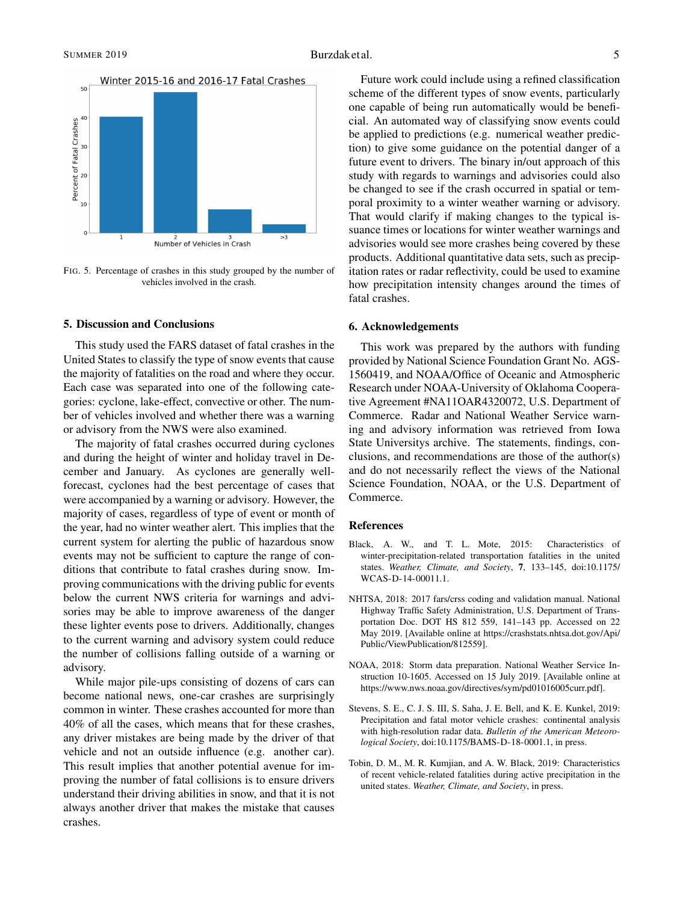Winter 2015-16 and 2016-17 Fatal Crashes

Percent of Fatal Crashes

0
10
20
30
40
50

1
2
3
>3

Number of Vehicles in Crash

FIG. 5. Percentage of crashes in this study grouped by the number of vehicles involved in the crash.

## 5. Discussion and Conclusions

This study used the FARS dataset of fatal crashes in the United States to classify the type of snow events that cause the majority of fatalities on the road and where they occur. Each case was separated into one of the following categories: cyclone, lake-effect, convective or other. The number of vehicles involved and whether there was a warning or advisory from the NWS were also examined.

The majority of fatal crashes occurred during cyclones and during the height of winter and holiday travel in December and January. As cyclones are generally well-forecast, cyclones had the best percentage of cases that were accompanied by a warning or advisory. However, the majority of cases, regardless of type of event or month of the year, had no winter weather alert. This implies that the current system for alerting the public of hazardous snow events may not be sufficient to capture the range of conditions that contribute to fatal crashes during snow. Improving communications with the driving public for events below the current NWS criteria for warnings and advisories may be able to improve awareness of the danger these lighter events pose to drivers. Additionally, changes to the current warning and advisory system could reduce the number of collisions falling outside of a warning or advisory.

While major pile-ups consisting of dozens of cars can become national news, one-car crashes are surprisingly common in winter. These crashes accounted for more than 40% of all the cases, which means that for these crashes, any driver mistakes are being made by the driver of that vehicle and not an outside influence (e.g. another car). This result implies that another potential avenue for improving the number of fatal collisions is to ensure drivers understand their driving abilities in snow, and that it is not always another driver that makes the mistake that causes crashes.

Future work could include using a refined classification scheme of the different types of snow events, particularly one capable of being run automatically would be beneficial. An automated way of classifying snow events could be applied to predictions (e.g. numerical weather prediction) to give some guidance on the potential danger of a future event to drivers. The binary in/out approach of this study with regards to warnings and advisories could also be changed to see if the crash occurred in spatial or temporal proximity to a winter weather warning or advisory. That would clarify if making changes to the typical issuance times or locations for winter weather warnings and advisories would see more crashes being covered by these products. Additional quantitative data sets, such as precipitation rates or radar reflectivity, could be used to examine how precipitation intensity changes around the times of fatal crashes.

## 6. Acknowledgements

This work was prepared by the authors with funding provided by National Science Foundation Grant No. AGS-1560419, and NOAA/Office of Oceanic and Atmospheric Research under NOAA-University of Oklahoma Cooperative Agreement #NA11OAR4320072, U.S. Department of Commerce. Radar and National Weather Service warning and advisory information was retrieved from Iowa State Universitys archive. The statements, findings, conclusions, and recommendations are those of the author(s) and do not necessarily reflect the views of the National Science Foundation, NOAA, or the U.S. Department of Commerce.

## References

Black, A. W., and T. L. Mote, 2015: Characteristics of winter-precipitation-related transportation fatalities in the united states. *Weather, Climate, and Society*, **7**, 133–145, doi:10.1175/WCAS-D-14-00011.1.

NHTSA, 2018: 2017 fars/crss coding and validation manual. National Highway Traffic Safety Administration, U.S. Department of Transportation Doc. DOT HS 812 559, 141–143 pp. Accessed on 22 May 2019. [Available online at https://crashstats.nhtsa.dot.gov/Api/Public/ViewPublication/812559].

NOAA, 2018: Storm data preparation. National Weather Service Instruction 10-1605. Accessed on 15 July 2019. [Available online at https://www.nws.noaa.gov/directives/sym/pd01016005curr.pdf].

Stevens, S. E., C. J. S. III, S. Saha, J. E. Bell, and K. E. Kunkel, 2019: Precipitation and fatal motor vehicle crashes: continental analysis with high-resolution radar data. *Bulletin of the American Meteorological Society*, doi:10.1175/BAMS-D-18-0001.1, in press.

Tobin, D. M., M. R. Kumjian, and A. W. Black, 2019: Characteristics of recent vehicle-related fatalities during active precipitation in the united states. *Weather, Climate, and Society*, in press.